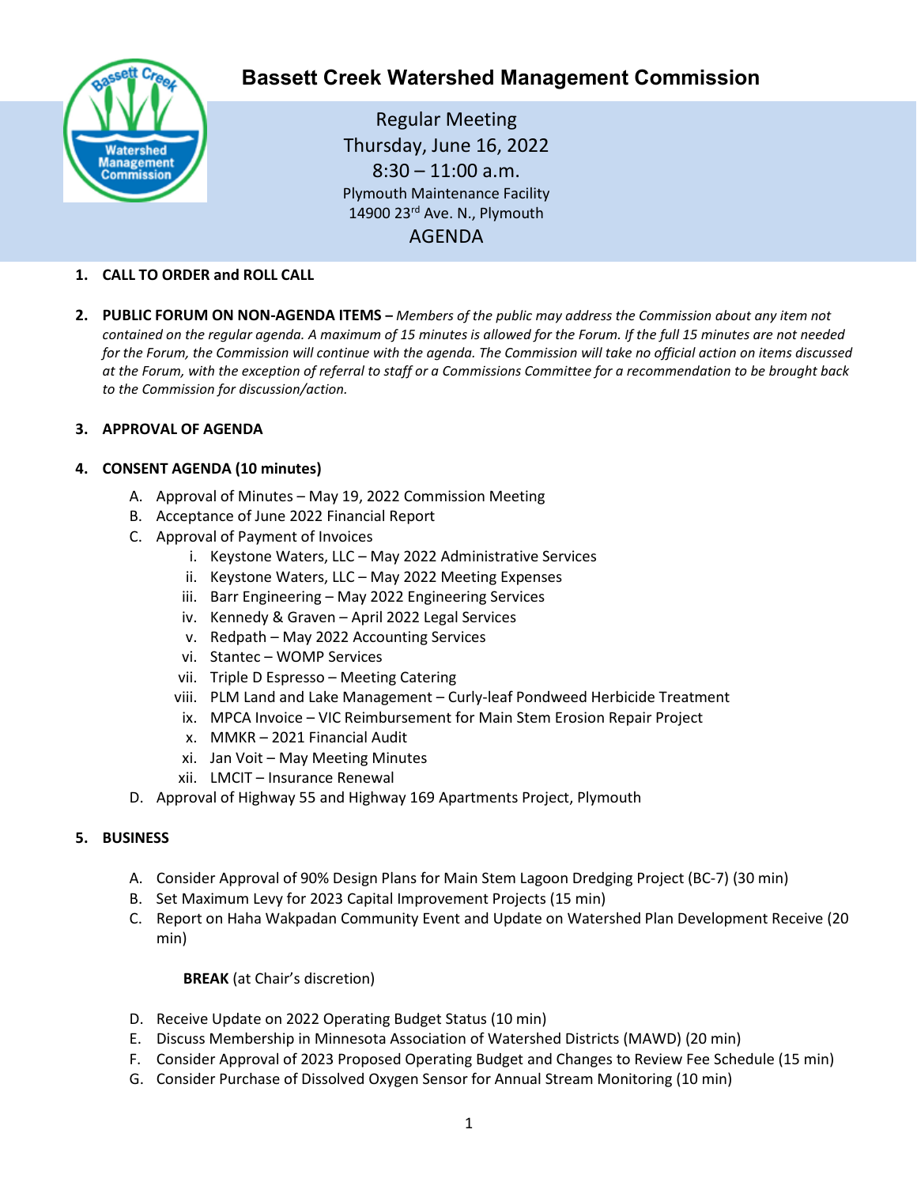# Bassett Creek Watershed Management Commission

Regular Meeting
Thursday, June 16, 2022
8:30 – 11:00 a.m.
Plymouth Maintenance Facility
14900 23rd Ave. N., Plymouth

AGENDA

1. **CALL TO ORDER and ROLL CALL**

2. **PUBLIC FORUM ON NON-AGENDA ITEMS –** *Members of the public may address the Commission about any item not contained on the regular agenda. A maximum of 15 minutes is allowed for the Forum. If the full 15 minutes are not needed for the Forum, the Commission will continue with the agenda. The Commission will take no official action on items discussed at the Forum, with the exception of referral to staff or a Commissions Committee for a recommendation to be brought back to the Commission for discussion/action.*

3. **APPROVAL OF AGENDA**

4. **CONSENT AGENDA (10 minutes)**
   - A. Approval of Minutes – May 19, 2022 Commission Meeting
   - B. Acceptance of June 2022 Financial Report
   - C. Approval of Payment of Invoices
     - i. Keystone Waters, LLC – May 2022 Administrative Services
     - ii. Keystone Waters, LLC – May 2022 Meeting Expenses
     - iii. Barr Engineering – May 2022 Engineering Services
     - iv. Kennedy & Graven – April 2022 Legal Services
     - v. Redpath – May 2022 Accounting Services
     - vi. Stantec – WOMP Services
     - vii. Triple D Espresso – Meeting Catering
     - viii. PLM Land and Lake Management – Curly-leaf Pondweed Herbicide Treatment
     - ix. MPCA Invoice – VIC Reimbursement for Main Stem Erosion Repair Project
     - x. MMKR – 2021 Financial Audit
     - xi. Jan Voit – May Meeting Minutes
     - xii. LMCIT – Insurance Renewal
   - D. Approval of Highway 55 and Highway 169 Apartments Project, Plymouth

5. **BUSINESS**
   - A. Consider Approval of 90% Design Plans for Main Stem Lagoon Dredging Project (BC-7) (30 min)
   - B. Set Maximum Levy for 2023 Capital Improvement Projects (15 min)
   - C. Report on Haha Wakpadan Community Event and Update on Watershed Plan Development Receive (20 min)

     **BREAK** (at Chair's discretion)

   - D. Receive Update on 2022 Operating Budget Status (10 min)
   - E. Discuss Membership in Minnesota Association of Watershed Districts (MAWD) (20 min)
   - F. Consider Approval of 2023 Proposed Operating Budget and Changes to Review Fee Schedule (15 min)
   - G. Consider Purchase of Dissolved Oxygen Sensor for Annual Stream Monitoring (10 min)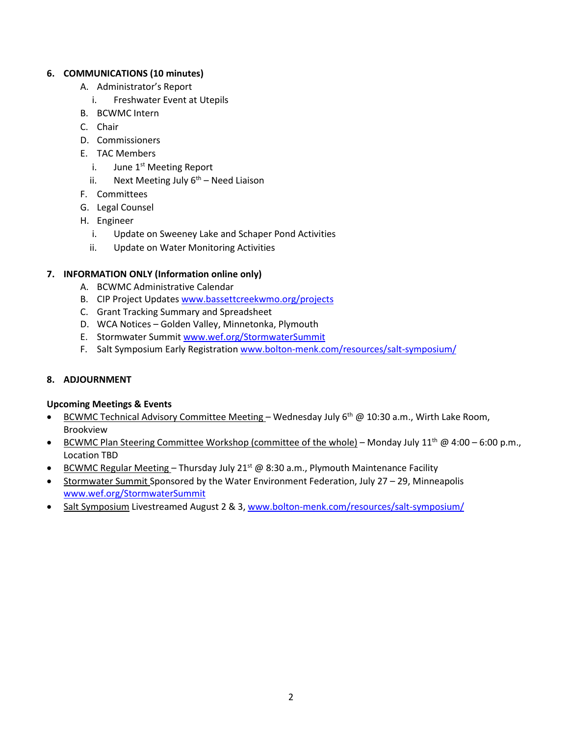6. **COMMUNICATIONS (10 minutes)**
   A. Administrator's Report
      i. Freshwater Event at Utepils
   B. BCWMC Intern
   C. Chair
   D. Commissioners
   E. TAC Members
      i. June 1st Meeting Report
      ii. Next Meeting July 6th – Need Liaison
   F. Committees
   G. Legal Counsel
   H. Engineer
      i. Update on Sweeney Lake and Schaper Pond Activities
      ii. Update on Water Monitoring Activities

7. **INFORMATION ONLY (Information online only)**
   A. BCWMC Administrative Calendar
   B. CIP Project Updates www.bassettcreekwmo.org/projects
   C. Grant Tracking Summary and Spreadsheet
   D. WCA Notices – Golden Valley, Minnetonka, Plymouth
   E. Stormwater Summit www.wef.org/StormwaterSummit
   F. Salt Symposium Early Registration www.bolton-menk.com/resources/salt-symposium/

8. **ADJOURNMENT**

**Upcoming Meetings & Events**

- BCWMC Technical Advisory Committee Meeting – Wednesday July 6th @ 10:30 a.m., Wirth Lake Room, Brookview
- BCWMC Plan Steering Committee Workshop (committee of the whole) – Monday July 11th @ 4:00 – 6:00 p.m., Location TBD
- BCWMC Regular Meeting – Thursday July 21st @ 8:30 a.m., Plymouth Maintenance Facility
- Stormwater Summit Sponsored by the Water Environment Federation, July 27 – 29, Minneapolis www.wef.org/StormwaterSummit
- Salt Symposium Livestreamed August 2 & 3, www.bolton-menk.com/resources/salt-symposium/